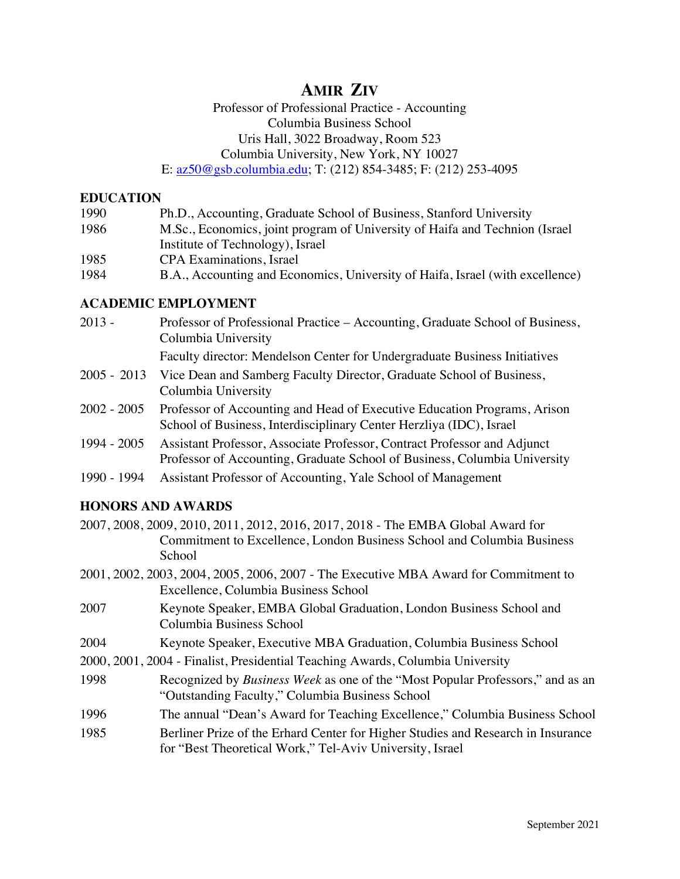# AMIR ZIV

Professor of Professional Practice - Accounting
Columbia Business School
Uris Hall, 3022 Broadway, Room 523
Columbia University, New York, NY 10027
E: az50@gsb.columbia.edu; T: (212) 854-3485; F: (212) 253-4095

## EDUCATION

1990 Ph.D., Accounting, Graduate School of Business, Stanford University

1986 M.Sc., Economics, joint program of University of Haifa and Technion (Israel Institute of Technology), Israel

1985 CPA Examinations, Israel

1984 B.A., Accounting and Economics, University of Haifa, Israel (with excellence)

## ACADEMIC EMPLOYMENT

2013 - Professor of Professional Practice – Accounting, Graduate School of Business, Columbia University
Faculty director: Mendelson Center for Undergraduate Business Initiatives

2005 - 2013 Vice Dean and Samberg Faculty Director, Graduate School of Business, Columbia University

2002 - 2005 Professor of Accounting and Head of Executive Education Programs, Arison School of Business, Interdisciplinary Center Herzliya (IDC), Israel

1994 - 2005 Assistant Professor, Associate Professor, Contract Professor and Adjunct Professor of Accounting, Graduate School of Business, Columbia University

1990 - 1994 Assistant Professor of Accounting, Yale School of Management

## HONORS AND AWARDS

2007, 2008, 2009, 2010, 2011, 2012, 2016, 2017, 2018 - The EMBA Global Award for Commitment to Excellence, London Business School and Columbia Business School

2001, 2002, 2003, 2004, 2005, 2006, 2007 - The Executive MBA Award for Commitment to Excellence, Columbia Business School

2007 Keynote Speaker, EMBA Global Graduation, London Business School and Columbia Business School

2004 Keynote Speaker, Executive MBA Graduation, Columbia Business School

2000, 2001, 2004 - Finalist, Presidential Teaching Awards, Columbia University

1998 Recognized by *Business Week* as one of the "Most Popular Professors," and as an "Outstanding Faculty," Columbia Business School

1996 The annual "Dean's Award for Teaching Excellence," Columbia Business School

1985 Berliner Prize of the Erhard Center for Higher Studies and Research in Insurance for "Best Theoretical Work," Tel-Aviv University, Israel

September 2021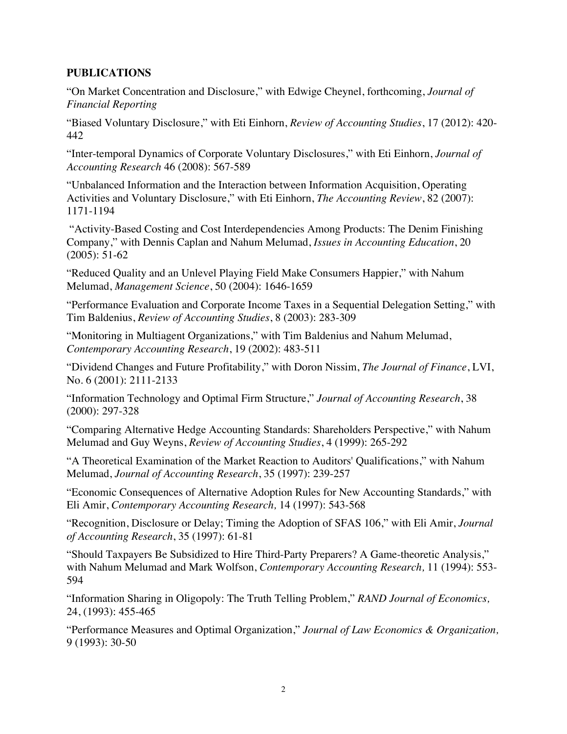## PUBLICATIONS

"On Market Concentration and Disclosure," with Edwige Cheynel, forthcoming, *Journal of Financial Reporting*

"Biased Voluntary Disclosure," with Eti Einhorn, *Review of Accounting Studies*, 17 (2012): 420-442

"Inter-temporal Dynamics of Corporate Voluntary Disclosures," with Eti Einhorn, *Journal of Accounting Research* 46 (2008): 567-589

"Unbalanced Information and the Interaction between Information Acquisition, Operating Activities and Voluntary Disclosure," with Eti Einhorn, *The Accounting Review*, 82 (2007): 1171-1194

"Activity-Based Costing and Cost Interdependencies Among Products: The Denim Finishing Company," with Dennis Caplan and Nahum Melumad, *Issues in Accounting Education*, 20 (2005): 51-62

"Reduced Quality and an Unlevel Playing Field Make Consumers Happier," with Nahum Melumad, *Management Science*, 50 (2004): 1646-1659

"Performance Evaluation and Corporate Income Taxes in a Sequential Delegation Setting," with Tim Baldenius, *Review of Accounting Studies*, 8 (2003): 283-309

"Monitoring in Multiagent Organizations," with Tim Baldenius and Nahum Melumad, *Contemporary Accounting Research*, 19 (2002): 483-511

"Dividend Changes and Future Profitability," with Doron Nissim, *The Journal of Finance*, LVI, No. 6 (2001): 2111-2133

"Information Technology and Optimal Firm Structure," *Journal of Accounting Research*, 38 (2000): 297-328

"Comparing Alternative Hedge Accounting Standards: Shareholders Perspective," with Nahum Melumad and Guy Weyns, *Review of Accounting Studies*, 4 (1999): 265-292

"A Theoretical Examination of the Market Reaction to Auditors' Qualifications," with Nahum Melumad, *Journal of Accounting Research*, 35 (1997): 239-257

"Economic Consequences of Alternative Adoption Rules for New Accounting Standards," with Eli Amir, *Contemporary Accounting Research,* 14 (1997): 543-568

"Recognition, Disclosure or Delay; Timing the Adoption of SFAS 106," with Eli Amir, *Journal of Accounting Research*, 35 (1997): 61-81

"Should Taxpayers Be Subsidized to Hire Third-Party Preparers? A Game-theoretic Analysis," with Nahum Melumad and Mark Wolfson, *Contemporary Accounting Research,* 11 (1994): 553-594

"Information Sharing in Oligopoly: The Truth Telling Problem," *RAND Journal of Economics,* 24, (1993): 455-465

"Performance Measures and Optimal Organization," *Journal of Law Economics & Organization,* 9 (1993): 30-50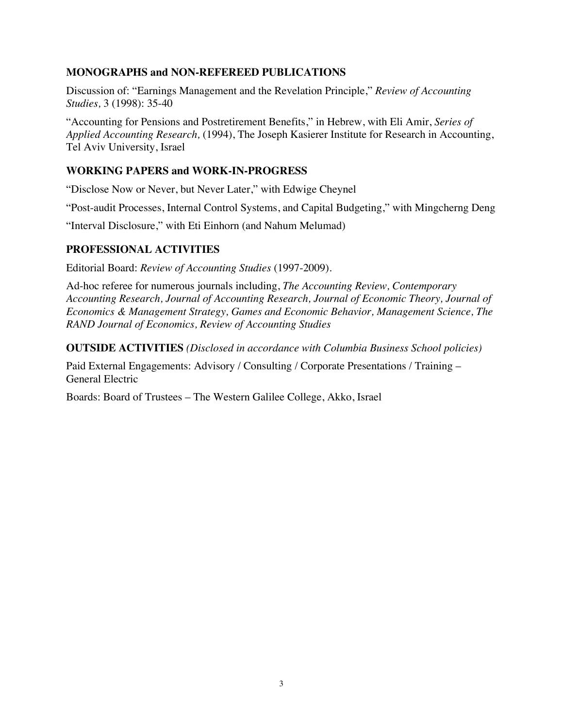## MONOGRAPHS and NON-REFEREED PUBLICATIONS

Discussion of: "Earnings Management and the Revelation Principle," *Review of Accounting Studies,* 3 (1998): 35-40

"Accounting for Pensions and Postretirement Benefits," in Hebrew, with Eli Amir, *Series of Applied Accounting Research,* (1994), The Joseph Kasierer Institute for Research in Accounting, Tel Aviv University, Israel

## WORKING PAPERS and WORK-IN-PROGRESS

"Disclose Now or Never, but Never Later," with Edwige Cheynel

"Post-audit Processes, Internal Control Systems, and Capital Budgeting," with Mingcherng Deng

"Interval Disclosure," with Eti Einhorn (and Nahum Melumad)

## PROFESSIONAL ACTIVITIES

Editorial Board: *Review of Accounting Studies* (1997-2009).

Ad-hoc referee for numerous journals including, *The Accounting Review, Contemporary Accounting Research, Journal of Accounting Research, Journal of Economic Theory, Journal of Economics & Management Strategy, Games and Economic Behavior, Management Science, The RAND Journal of Economics, Review of Accounting Studies*

## OUTSIDE ACTIVITIES *(Disclosed in accordance with Columbia Business School policies)*

Paid External Engagements: Advisory / Consulting / Corporate Presentations / Training – General Electric

Boards: Board of Trustees – The Western Galilee College, Akko, Israel